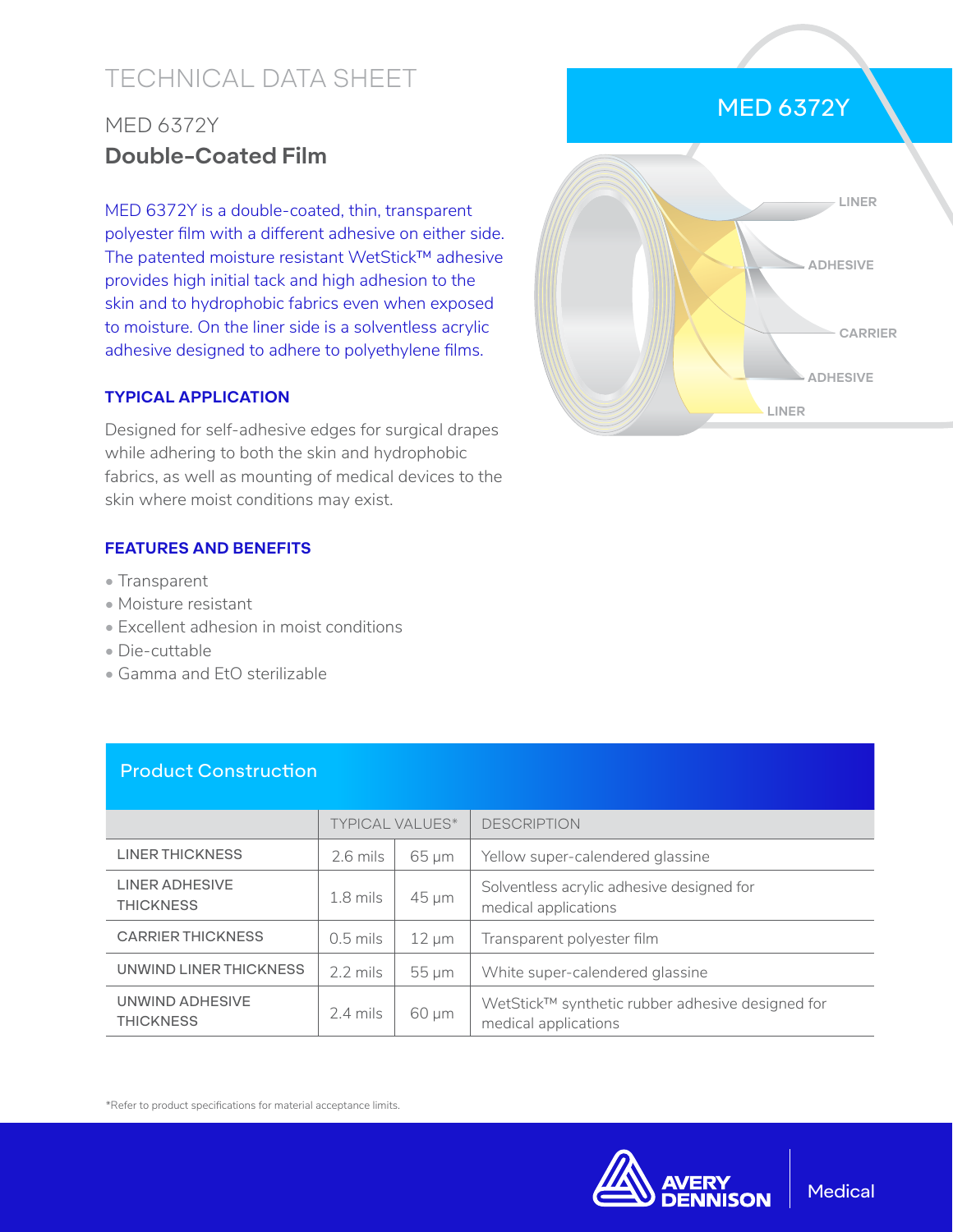# TECHNICAL DATA SHEET

## MED 6372Y

## **Double-Coated Film**

MED 6372Y is a double-coated, thin, transparent polyester film with a different adhesive on either side. The patented moisture resistant WetStick™ adhesive provides high initial tack and high adhesion to the skin and to hydrophobic fabrics even when exposed to moisture. On the liner side is a solventless acrylic adhesive designed to adhere to polyethylene films.

### TYPICAL APPLICATION

Designed for self-adhesive edges for surgical drapes while adhering to both the skin and hydrophobic fabrics, as well as mounting of medical devices to the skin where moist conditions may exist.

### FEATURES AND BENEFITS

- Transparent
- Moisture resistant
- Excellent adhesion in moist conditions
- Die-cuttable
- Gamma and EtO sterilizable

MED 6372Y

LINER
ADHESIVE
CARRIER
ADHESIVE
LINER

### Product Construction

| | TYPICAL VALUES* | | DESCRIPTION |
|---|---|---|---|
| LINER THICKNESS | 2.6 mils | 65 µm | Yellow super-calendered glassine |
| LINER ADHESIVE THICKNESS | 1.8 mils | 45 µm | Solventless acrylic adhesive designed for medical applications |
| CARRIER THICKNESS | 0.5 mils | 12 µm | Transparent polyester film |
| UNWIND LINER THICKNESS | 2.2 mils | 55 µm | White super-calendered glassine |
| UNWIND ADHESIVE THICKNESS | 2.4 mils | 60 µm | WetStick™ synthetic rubber adhesive designed for medical applications |

*Refer to product specifications for material acceptance limits.

AVERY DENNISON | Medical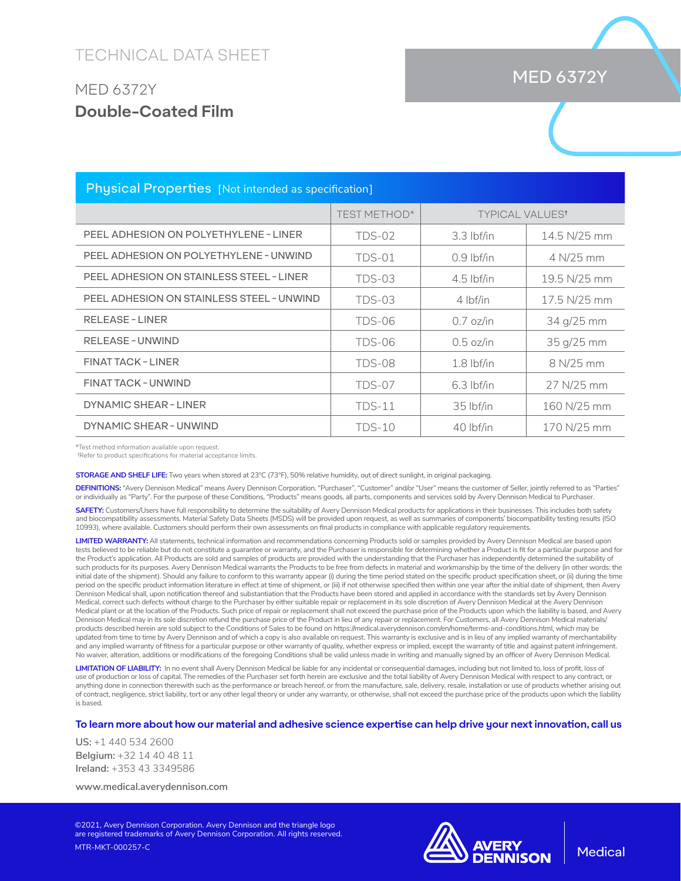# TECHNICAL DATA SHEET

## MED 6372Y

## **Double-Coated Film**

MED 6372Y

### Physical Properties [Not intended as specification]

| | TEST METHOD* | TYPICAL VALUES† | |
|---|---|---|---|
| PEEL ADHESION ON POLYETHYLENE - LINER | TDS-02 | 3.3 lbf/in | 14.5 N/25 mm |
| PEEL ADHESION ON POLYETHYLENE - UNWIND | TDS-01 | 0.9 lbf/in | 4 N/25 mm |
| PEEL ADHESION ON STAINLESS STEEL - LINER | TDS-03 | 4.5 lbf/in | 19.5 N/25 mm |
| PEEL ADHESION ON STAINLESS STEEL - UNWIND | TDS-03 | 4 lbf/in | 17.5 N/25 mm |
| RELEASE - LINER | TDS-06 | 0.7 oz/in | 34 g/25 mm |
| RELEASE - UNWIND | TDS-06 | 0.5 oz/in | 35 g/25 mm |
| FINAT TACK - LINER | TDS-08 | 1.8 lbf/in | 8 N/25 mm |
| FINAT TACK - UNWIND | TDS-07 | 6.3 lbf/in | 27 N/25 mm |
| DYNAMIC SHEAR - LINER | TDS-11 | 35 lbf/in | 160 N/25 mm |
| DYNAMIC SHEAR - UNWIND | TDS-10 | 40 lbf/in | 170 N/25 mm |

*Test method information available upon request.
†Refer to product specifications for material acceptance limits.

**STORAGE AND SHELF LIFE:** Two years when stored at 23°C (73°F), 50% relative humidity, out of direct sunlight, in original packaging.

**DEFINITIONS:** "Avery Dennison Medical" means Avery Dennison Corporation. "Purchaser", "Customer" and/or "User" means the customer of Seller, jointly referred to as "Parties" or individually as "Party". For the purpose of these Conditions, "Products" means goods, all parts, components and services sold by Avery Dennison Medical to Purchaser.

**SAFETY:** Customers/Users have full responsibility to determine the suitability of Avery Dennison Medical products for applications in their businesses. This includes both safety and biocompatibility assessments. Material Safety Data Sheets (MSDS) will be provided upon request, as well as summaries of components' biocompatibility testing results (ISO 10993), where available. Customers should perform their own assessments on final products in compliance with applicable regulatory requirements.

**LIMITED WARRANTY:** All statements, technical information and recommendations concerning Products sold or samples provided by Avery Dennison Medical are based upon tests believed to be reliable but do not constitute a guarantee or warranty, and the Purchaser is responsible for determining whether a Product is fit for a particular purpose and for the Product's application. All Products are sold and samples of products are provided with the understanding that the Purchaser has independently determined the suitability of such products for its purposes. Avery Dennison Medical warrants the Products to be free from defects in material and workmanship by the time of the delivery (in other words: the initial date of the shipment). Should any failure to conform to this warranty appear (i) during the time period stated on the specific product specification sheet, or (ii) during the time period on the specific product information literature in effect at time of shipment, or (iii) if not otherwise specified then within one year after the initial date of shipment, then Avery Dennison Medical shall, upon notification thereof and substantiation that the Products have been stored and applied in accordance with the standards set by Avery Dennison Medical, correct such defects without charge to the Purchaser by either suitable repair or replacement in its sole discretion of Avery Dennison Medical at the Avery Dennison Medical plant or at the location of the Products. Such price of repair or replacement shall not exceed the purchase price of the Products upon which the liability is based, and Avery Dennison Medical may in its sole discretion refund the purchase price of the Product in lieu of any repair or replacement. For Customers, all Avery Dennison Medical materials/ products described herein are sold subject to the Conditions of Sales to be found on https://medical.averydennison.com/en/home/terms-and-conditions.html, which may be updated from time to time by Avery Dennison and of which a copy is also available on request. This warranty is exclusive and is in lieu of any implied warranty of merchantability and any implied warranty of fitness for a particular purpose or other warranty of quality, whether express or implied, except the warranty of title and against patent infringement. No waiver, alteration, additions or modifications of the foregoing Conditions shall be valid unless made in writing and manually signed by an officer of Avery Dennison Medical.

**LIMITATION OF LIABILITY:** In no event shall Avery Dennison Medical be liable for any incidental or consequential damages, including but not limited to, loss of profit, loss of use of production or loss of capital. The remedies of the Purchaser set forth herein are exclusive and the total liability of Avery Dennison Medical with respect to any contract, or anything done in connection therewith such as the performance or breach hereof, or from the manufacture, sale, delivery, resale, installation or use of products whether arising out of contract, negligence, strict liability, tort or any other legal theory or under any warranty, or otherwise, shall not exceed the purchase price of the products upon which the liability is based.

**To learn more about how our material and adhesive science expertise can help drive your next innovation, call us**

**US:** +1 440 534 2600
**Belgium:** +32 14 40 48 11
**Ireland:** +353 43 3349586

www.medical.averydennison.com

©2021, Avery Dennison Corporation. Avery Dennison and the triangle logo are registered trademarks of Avery Dennison Corporation. All rights reserved.

MTR-MKT-000257-C

AVERY DENNISON Medical